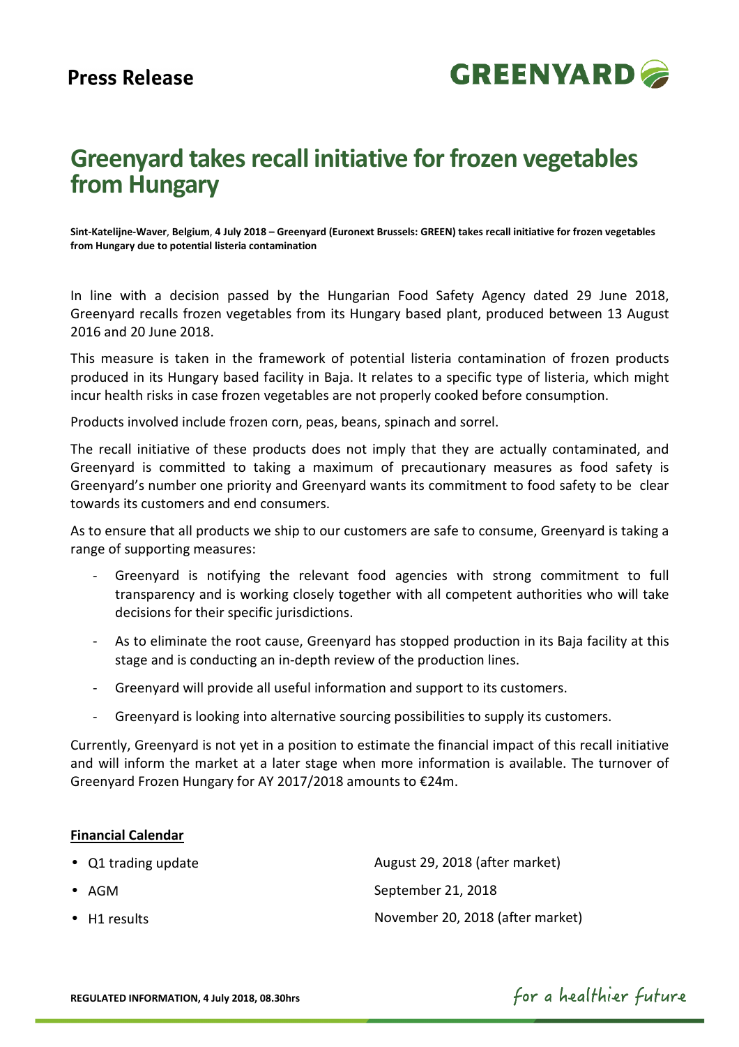**Press Release**

GREENYARD

# Greenyard takes recall initiative for frozen vegetables from Hungary

**Sint-Katelijne-Waver, Belgium, 4 July 2018 – Greenyard (Euronext Brussels: GREEN) takes recall initiative for frozen vegetables from Hungary due to potential listeria contamination**

In line with a decision passed by the Hungarian Food Safety Agency dated 29 June 2018, Greenyard recalls frozen vegetables from its Hungary based plant, produced between 13 August 2016 and 20 June 2018.

This measure is taken in the framework of potential listeria contamination of frozen products produced in its Hungary based facility in Baja. It relates to a specific type of listeria, which might incur health risks in case frozen vegetables are not properly cooked before consumption.

Products involved include frozen corn, peas, beans, spinach and sorrel.

The recall initiative of these products does not imply that they are actually contaminated, and Greenyard is committed to taking a maximum of precautionary measures as food safety is Greenyard's number one priority and Greenyard wants its commitment to food safety to be clear towards its customers and end consumers.

As to ensure that all products we ship to our customers are safe to consume, Greenyard is taking a range of supporting measures:

- Greenyard is notifying the relevant food agencies with strong commitment to full transparency and is working closely together with all competent authorities who will take decisions for their specific jurisdictions.
- As to eliminate the root cause, Greenyard has stopped production in its Baja facility at this stage and is conducting an in-depth review of the production lines.
- Greenyard will provide all useful information and support to its customers.
- Greenyard is looking into alternative sourcing possibilities to supply its customers.

Currently, Greenyard is not yet in a position to estimate the financial impact of this recall initiative and will inform the market at a later stage when more information is available. The turnover of Greenyard Frozen Hungary for AY 2017/2018 amounts to €24m.

**Financial Calendar**

| | |
|---|---|
| • Q1 trading update | August 29, 2018 (after market) |
| • AGM | September 21, 2018 |
| • H1 results | November 20, 2018 (after market) |

**REGULATED INFORMATION, 4 July 2018, 08.30hrs**

*for a healthier future*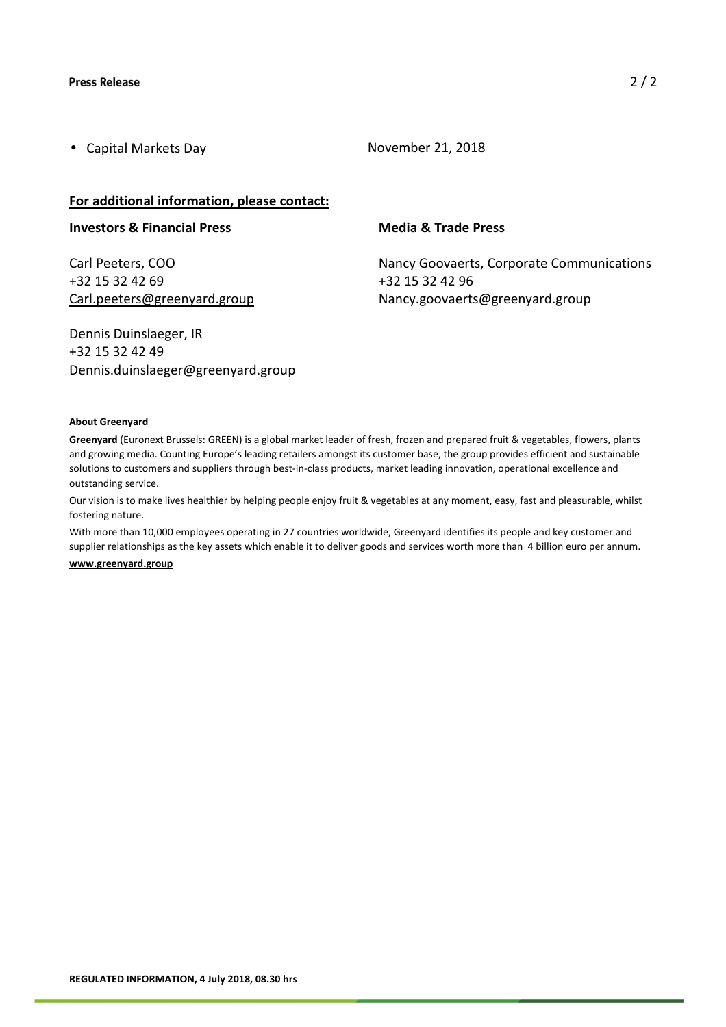- Capital Markets Day November 21, 2018

**For additional information, please contact:**

**Investors & Financial Press**

Carl Peeters, COO
+32 15 32 42 69
Carl.peeters@greenyard.group

Dennis Duinslaeger, IR
+32 15 32 42 49
Dennis.duinslaeger@greenyard.group

**Media & Trade Press**

Nancy Goovaerts, Corporate Communications
+32 15 32 42 96
Nancy.goovaerts@greenyard.group

**About Greenyard**

**Greenyard** (Euronext Brussels: GREEN) is a global market leader of fresh, frozen and prepared fruit & vegetables, flowers, plants and growing media. Counting Europe's leading retailers amongst its customer base, the group provides efficient and sustainable solutions to customers and suppliers through best-in-class products, market leading innovation, operational excellence and outstanding service.

Our vision is to make lives healthier by helping people enjoy fruit & vegetables at any moment, easy, fast and pleasurable, whilst fostering nature.

With more than 10,000 employees operating in 27 countries worldwide, Greenyard identifies its people and key customer and supplier relationships as the key assets which enable it to deliver goods and services worth more than 4 billion euro per annum.

**www.greenyard.group**

**REGULATED INFORMATION, 4 July 2018, 08.30 hrs**